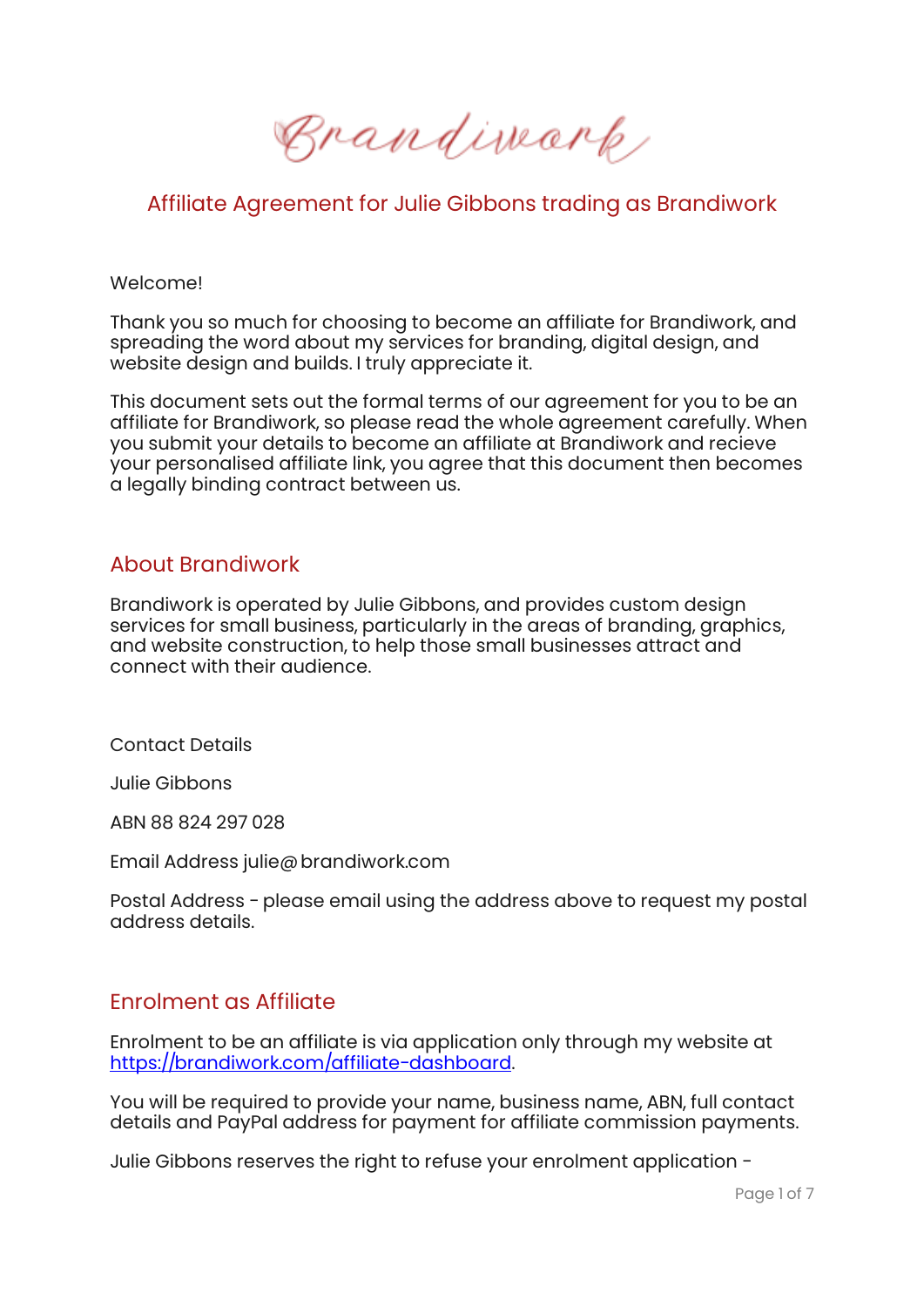Brandiwork

# Affiliate Agreement for Julie Gibbons trading as Brandiwork

Welcome!

Thank you so much for choosing to become an affiliate for Brandiwork, and spreading the word about my services for branding, digital design, and website design and builds. I truly appreciate it.

This document sets out the formal terms of our agreement for you to be an affiliate for Brandiwork, so please read the whole agreement carefully. When you submit your details to become an affiliate at Brandiwork and recieve your personalised affiliate link, you agree that this document then becomes a legally binding contract between us.

## About Brandiwork

Brandiwork is operated by Julie Gibbons, and provides custom design services for small business, particularly in the areas of branding, graphics, and website construction, to help those small businesses attract and connect with their audience.

Contact Details

Julie Gibbons

ABN 88 824 297 028

Email Address julie@brandiwork.com

Postal Address - please email using the address above to request my postal address details.

## Enrolment as Affiliate

Enrolment to be an affiliate is via application only through my website at [https://brandiwork.com/affiliate-dashboard](https://brandiwork.com/affiliate-dashboard).

You will be required to provide your name, business name, ABN, full contact details and PayPal address for payment for affiliate commission payments.

Julie Gibbons reserves the right to refuse your enrolment application -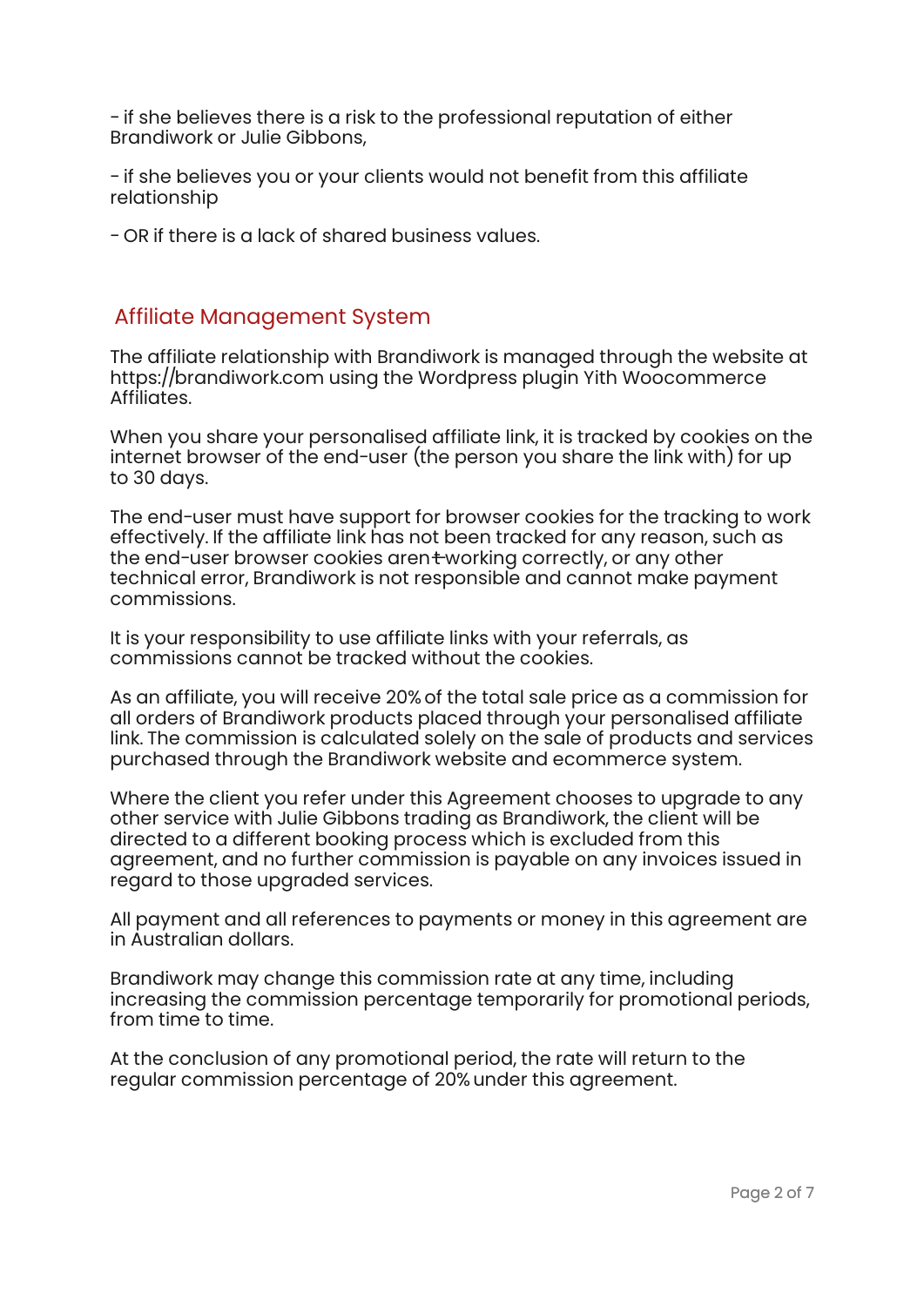- if she believes there is a risk to the professional reputation of either Brandiwork or Julie Gibbons,

- if she believes you or your clients would not benefit from this affiliate relationship

- OR if there is a lack of shared business values.

## Affiliate Management System

The affiliate relationship with Brandiwork is managed through the website at https://brandiwork.com using the Wordpress plugin Yith Woocommerce Affiliates.

When you share your personalised affiliate link, it is tracked by cookies on the internet browser of the end-user (the person you share the link with) for up to 30 days.

The end-user must have support for browser cookies for the tracking to work effectively. If the affiliate link has not been tracked for any reason, such as the end-user browser cookies arent working correctly, or any other technical error, Brandiwork is not responsible and cannot make payment commissions.

It is your responsibility to use affiliate links with your referrals, as commissions cannot be tracked without the cookies.

As an affiliate, you will receive 20% of the total sale price as a commission for all orders of Brandiwork products placed through your personalised affiliate link. The commission is calculated solely on the sale of products and services purchased through the Brandiwork website and ecommerce system.

Where the client you refer under this Agreement chooses to upgrade to any other service with Julie Gibbons trading as Brandiwork, the client will be directed to a different booking process which is excluded from this agreement, and no further commission is payable on any invoices issued in regard to those upgraded services.

All payment and all references to payments or money in this agreement are in Australian dollars.

Brandiwork may change this commission rate at any time, including increasing the commission percentage temporarily for promotional periods, from time to time.

At the conclusion of any promotional period, the rate will return to the regular commission percentage of 20% under this agreement.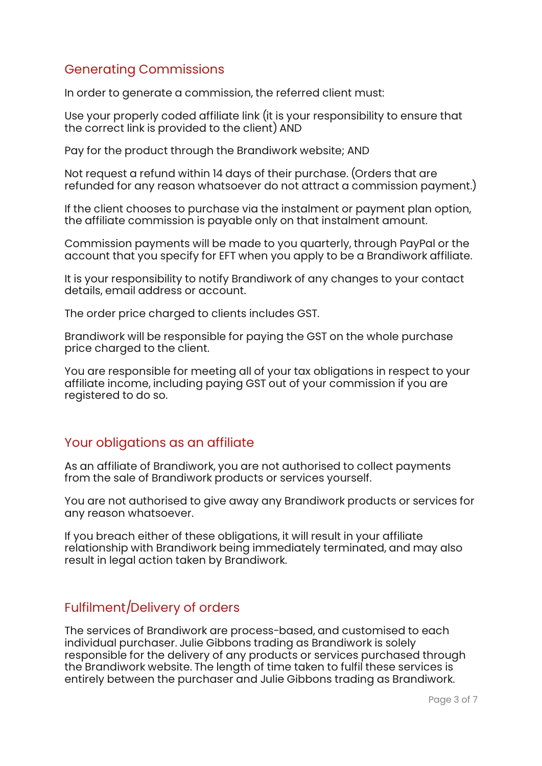## Generating Commissions

In order to generate a commission, the referred client must:

Use your properly coded affiliate link (it is your responsibility to ensure that the correct link is provided to the client) AND

Pay for the product through the Brandiwork website; AND

Not request a refund within 14 days of their purchase. (Orders that are refunded for any reason whatsoever do not attract a commission payment.)

If the client chooses to purchase via the instalment or payment plan option, the affiliate commission is payable only on that instalment amount.

Commission payments will be made to you quarterly, through PayPal or the account that you specify for EFT when you apply to be a Brandiwork affiliate.

It is your responsibility to notify Brandiwork of any changes to your contact details, email address or account.

The order price charged to clients includes GST.

Brandiwork will be responsible for paying the GST on the whole purchase price charged to the client.

You are responsible for meeting all of your tax obligations in respect to your affiliate income, including paying GST out of your commission if you are registered to do so.

## Your obligations as an affiliate

As an affiliate of Brandiwork, you are not authorised to collect payments from the sale of Brandiwork products or services yourself.

You are not authorised to give away any Brandiwork products or services for any reason whatsoever.

If you breach either of these obligations, it will result in your affiliate relationship with Brandiwork being immediately terminated, and may also result in legal action taken by Brandiwork.

## Fulfilment/Delivery of orders

The services of Brandiwork are process-based, and customised to each individual purchaser. Julie Gibbons trading as Brandiwork is solely responsible for the delivery of any products or services purchased through the Brandiwork website. The length of time taken to fulfil these services is entirely between the purchaser and Julie Gibbons trading as Brandiwork.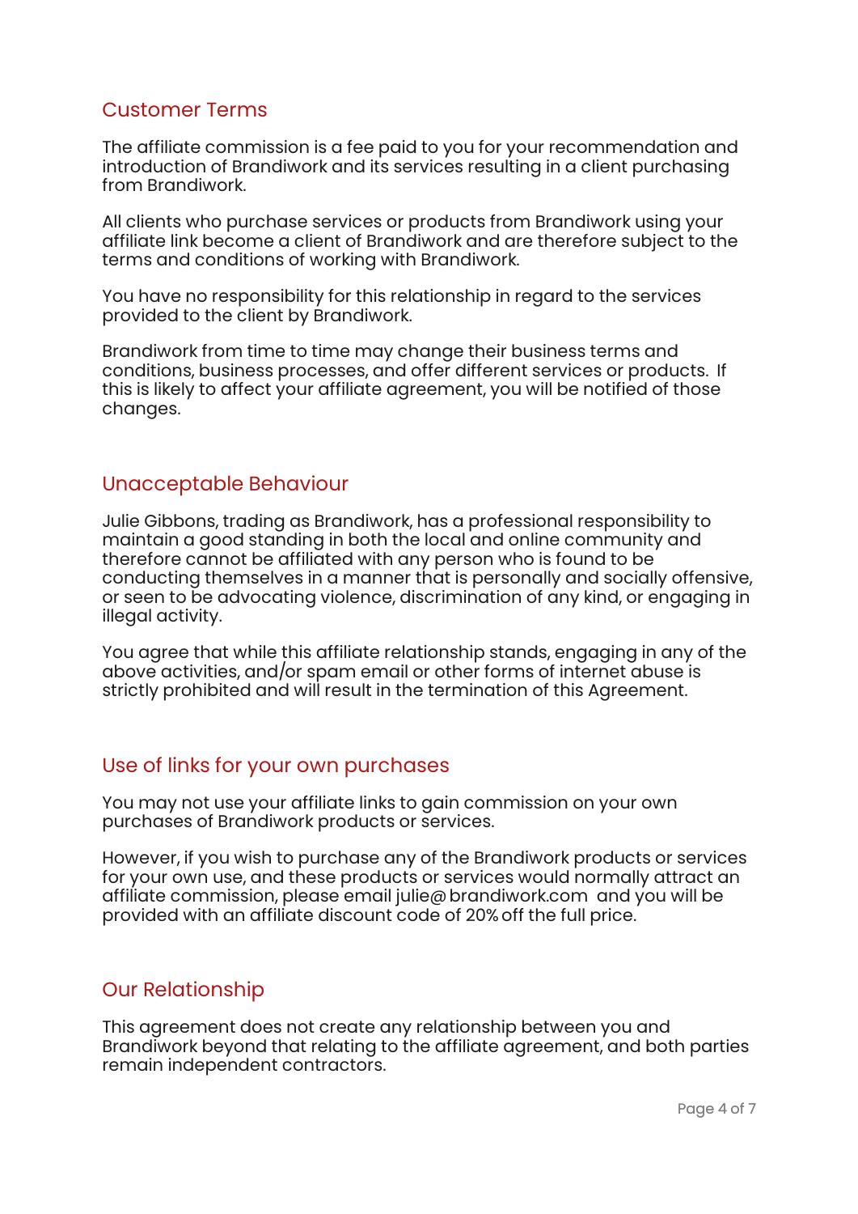## Customer Terms

The affiliate commission is a fee paid to you for your recommendation and introduction of Brandiwork and its services resulting in a client purchasing from Brandiwork.

All clients who purchase services or products from Brandiwork using your affiliate link become a client of Brandiwork and are therefore subject to the terms and conditions of working with Brandiwork.

You have no responsibility for this relationship in regard to the services provided to the client by Brandiwork.

Brandiwork from time to time may change their business terms and conditions, business processes, and offer different services or products. If this is likely to affect your affiliate agreement, you will be notified of those changes.

## Unacceptable Behaviour

Julie Gibbons, trading as Brandiwork, has a professional responsibility to maintain a good standing in both the local and online community and therefore cannot be affiliated with any person who is found to be conducting themselves in a manner that is personally and socially offensive, or seen to be advocating violence, discrimination of any kind, or engaging in illegal activity.

You agree that while this affiliate relationship stands, engaging in any of the above activities, and/or spam email or other forms of internet abuse is strictly prohibited and will result in the termination of this Agreement.

## Use of links for your own purchases

You may not use your affiliate links to gain commission on your own purchases of Brandiwork products or services.

However, if you wish to purchase any of the Brandiwork products or services for your own use, and these products or services would normally attract an affiliate commission, please email julie@brandiwork.com and you will be provided with an affiliate discount code of 20% off the full price.

## Our Relationship

This agreement does not create any relationship between you and Brandiwork beyond that relating to the affiliate agreement, and both parties remain independent contractors.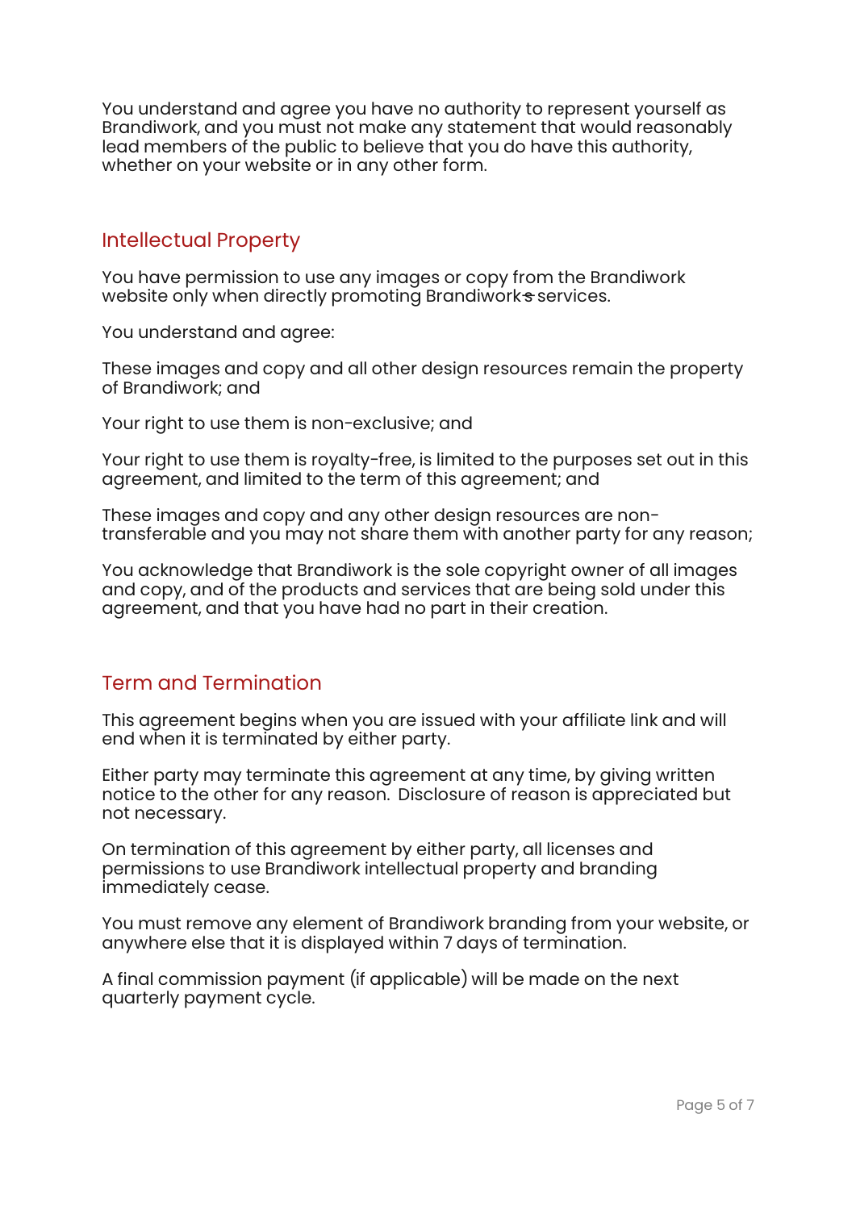You understand and agree you have no authority to represent yourself as Brandiwork, and you must not make any statement that would reasonably lead members of the public to believe that you do have this authority, whether on your website or in any other form.

## Intellectual Property

You have permission to use any images or copy from the Brandiwork website only when directly promoting Brandiwork~~s~~ services.

You understand and agree:

These images and copy and all other design resources remain the property of Brandiwork; and

Your right to use them is non-exclusive; and

Your right to use them is royalty-free, is limited to the purposes set out in this agreement, and limited to the term of this agreement; and

These images and copy and any other design resources are non-transferable and you may not share them with another party for any reason;

You acknowledge that Brandiwork is the sole copyright owner of all images and copy, and of the products and services that are being sold under this agreement, and that you have had no part in their creation.

## Term and Termination

This agreement begins when you are issued with your affiliate link and will end when it is terminated by either party.

Either party may terminate this agreement at any time, by giving written notice to the other for any reason.  Disclosure of reason is appreciated but not necessary.

On termination of this agreement by either party, all licenses and permissions to use Brandiwork intellectual property and branding immediately cease.

You must remove any element of Brandiwork branding from your website, or anywhere else that it is displayed within 7 days of termination.

A final commission payment (if applicable) will be made on the next quarterly payment cycle.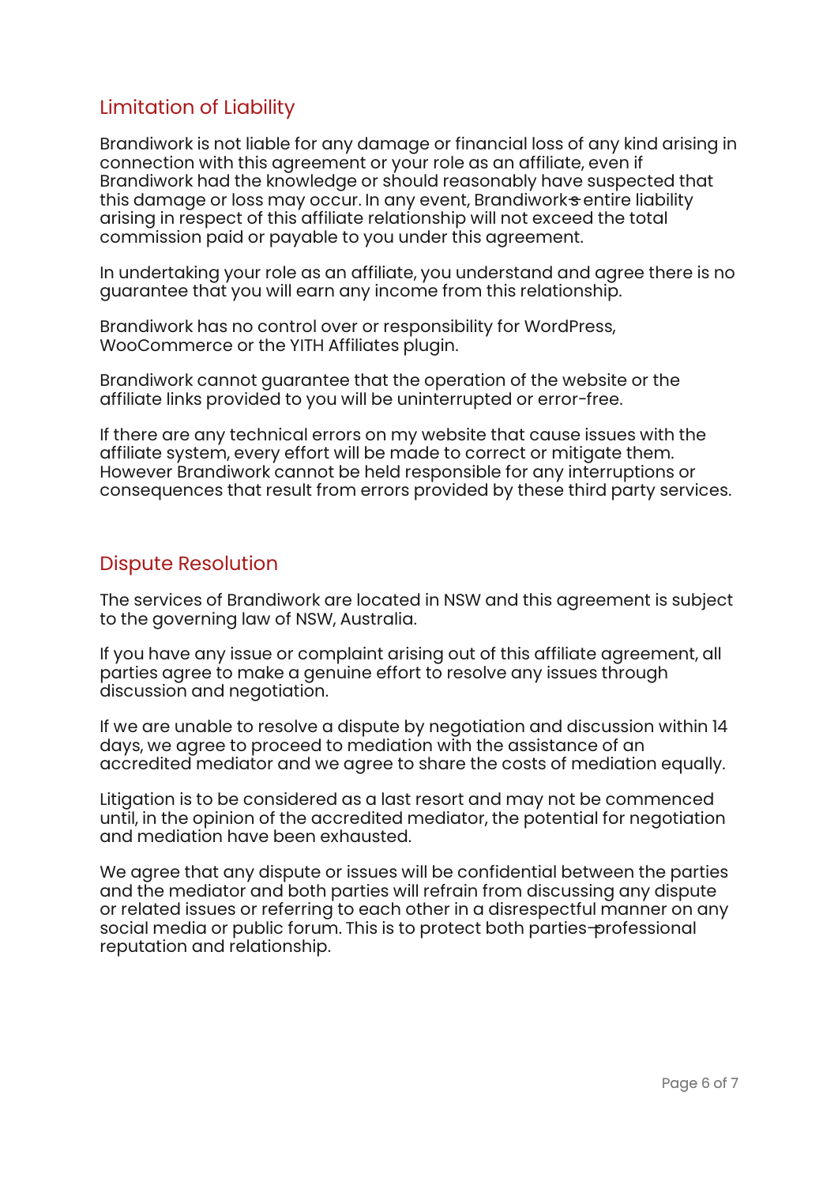## Limitation of Liability

Brandiwork is not liable for any damage or financial loss of any kind arising in connection with this agreement or your role as an affiliate, even if Brandiwork had the knowledge or should reasonably have suspected that this damage or loss may occur. In any event, Brandiwork's entire liability arising in respect of this affiliate relationship will not exceed the total commission paid or payable to you under this agreement.

In undertaking your role as an affiliate, you understand and agree there is no guarantee that you will earn any income from this relationship.

Brandiwork has no control over or responsibility for WordPress, WooCommerce or the YITH Affiliates plugin.

Brandiwork cannot guarantee that the operation of the website or the affiliate links provided to you will be uninterrupted or error-free.

If there are any technical errors on my website that cause issues with the affiliate system, every effort will be made to correct or mitigate them. However Brandiwork cannot be held responsible for any interruptions or consequences that result from errors provided by these third party services.

## Dispute Resolution

The services of Brandiwork are located in NSW and this agreement is subject to the governing law of NSW, Australia.

If you have any issue or complaint arising out of this affiliate agreement, all parties agree to make a genuine effort to resolve any issues through discussion and negotiation.

If we are unable to resolve a dispute by negotiation and discussion within 14 days, we agree to proceed to mediation with the assistance of an accredited mediator and we agree to share the costs of mediation equally.

Litigation is to be considered as a last resort and may not be commenced until, in the opinion of the accredited mediator, the potential for negotiation and mediation have been exhausted.

We agree that any dispute or issues will be confidential between the parties and the mediator and both parties will refrain from discussing any dispute or related issues or referring to each other in a disrespectful manner on any social media or public forum. This is to protect both parties' professional reputation and relationship.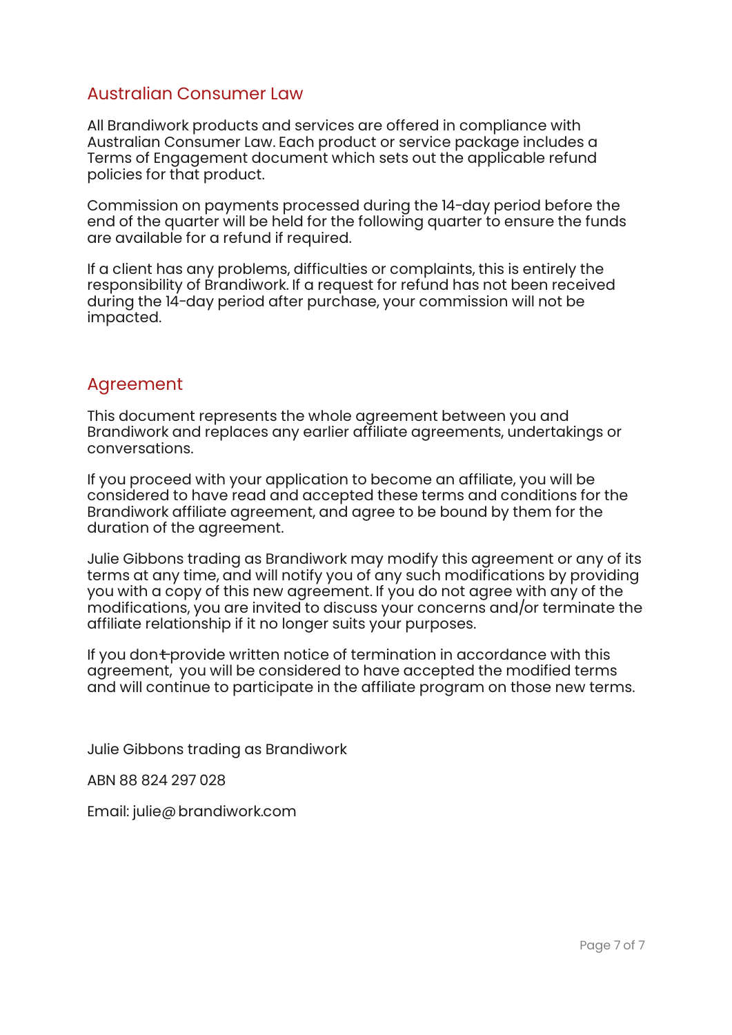## Australian Consumer Law

All Brandiwork products and services are offered in compliance with Australian Consumer Law. Each product or service package includes a Terms of Engagement document which sets out the applicable refund policies for that product.

Commission on payments processed during the 14-day period before the end of the quarter will be held for the following quarter to ensure the funds are available for a refund if required.

If a client has any problems, difficulties or complaints, this is entirely the responsibility of Brandiwork. If a request for refund has not been received during the 14-day period after purchase, your commission will not be impacted.

## Agreement

This document represents the whole agreement between you and Brandiwork and replaces any earlier affiliate agreements, undertakings or conversations.

If you proceed with your application to become an affiliate, you will be considered to have read and accepted these terms and conditions for the Brandiwork affiliate agreement, and agree to be bound by them for the duration of the agreement.

Julie Gibbons trading as Brandiwork may modify this agreement or any of its terms at any time, and will notify you of any such modifications by providing you with a copy of this new agreement. If you do not agree with any of the modifications, you are invited to discuss your concerns and/or terminate the affiliate relationship if it no longer suits your purposes.

If you don't provide written notice of termination in accordance with this agreement, you will be considered to have accepted the modified terms and will continue to participate in the affiliate program on those new terms.

Julie Gibbons trading as Brandiwork

ABN 88 824 297 028

Email: julie@ brandiwork.com